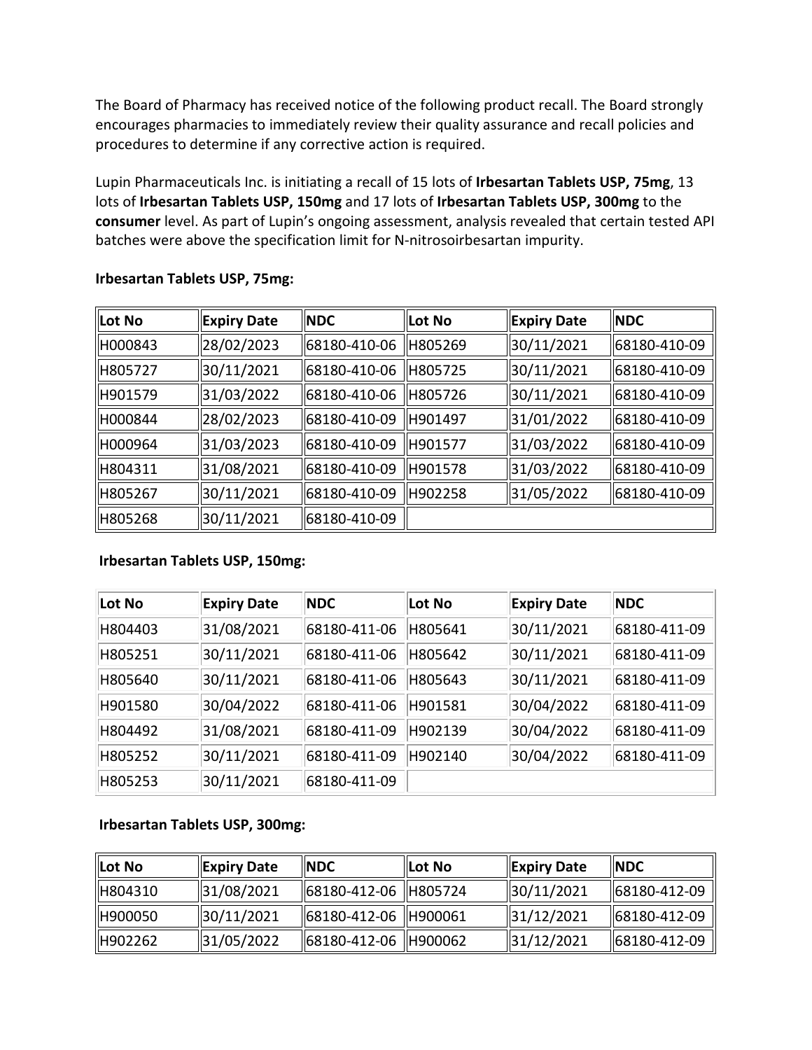The Board of Pharmacy has received notice of the following product recall. The Board strongly encourages pharmacies to immediately review their quality assurance and recall policies and procedures to determine if any corrective action is required.

Lupin Pharmaceuticals Inc. is initiating a recall of 15 lots of **Irbesartan Tablets USP, 75mg**, 13 lots of **Irbesartan Tablets USP, 150mg** and 17 lots of **Irbesartan Tablets USP, 300mg** to the **consumer** level. As part of Lupin's ongoing assessment, analysis revealed that certain tested API batches were above the specification limit for N-nitrosoirbesartan impurity.

**Irbesartan Tablets USP, 75mg:**

| Lot No | Expiry Date | NDC | Lot No | Expiry Date | NDC |
|---|---|---|---|---|---|
| H000843 | 28/02/2023 | 68180-410-06 | H805269 | 30/11/2021 | 68180-410-09 |
| H805727 | 30/11/2021 | 68180-410-06 | H805725 | 30/11/2021 | 68180-410-09 |
| H901579 | 31/03/2022 | 68180-410-06 | H805726 | 30/11/2021 | 68180-410-09 |
| H000844 | 28/02/2023 | 68180-410-09 | H901497 | 31/01/2022 | 68180-410-09 |
| H000964 | 31/03/2023 | 68180-410-09 | H901577 | 31/03/2022 | 68180-410-09 |
| H804311 | 31/08/2021 | 68180-410-09 | H901578 | 31/03/2022 | 68180-410-09 |
| H805267 | 30/11/2021 | 68180-410-09 | H902258 | 31/05/2022 | 68180-410-09 |
| H805268 | 30/11/2021 | 68180-410-09 | | | |

**Irbesartan Tablets USP, 150mg:**

| Lot No | Expiry Date | NDC | Lot No | Expiry Date | NDC |
|---|---|---|---|---|---|
| H804403 | 31/08/2021 | 68180-411-06 | H805641 | 30/11/2021 | 68180-411-09 |
| H805251 | 30/11/2021 | 68180-411-06 | H805642 | 30/11/2021 | 68180-411-09 |
| H805640 | 30/11/2021 | 68180-411-06 | H805643 | 30/11/2021 | 68180-411-09 |
| H901580 | 30/04/2022 | 68180-411-06 | H901581 | 30/04/2022 | 68180-411-09 |
| H804492 | 31/08/2021 | 68180-411-09 | H902139 | 30/04/2022 | 68180-411-09 |
| H805252 | 30/11/2021 | 68180-411-09 | H902140 | 30/04/2022 | 68180-411-09 |
| H805253 | 30/11/2021 | 68180-411-09 | | | |

**Irbesartan Tablets USP, 300mg:**

| Lot No | Expiry Date | NDC | Lot No | Expiry Date | NDC |
|---|---|---|---|---|---|
| H804310 | 31/08/2021 | 68180-412-06 | H805724 | 30/11/2021 | 68180-412-09 |
| H900050 | 30/11/2021 | 68180-412-06 | H900061 | 31/12/2021 | 68180-412-09 |
| H902262 | 31/05/2022 | 68180-412-06 | H900062 | 31/12/2021 | 68180-412-09 |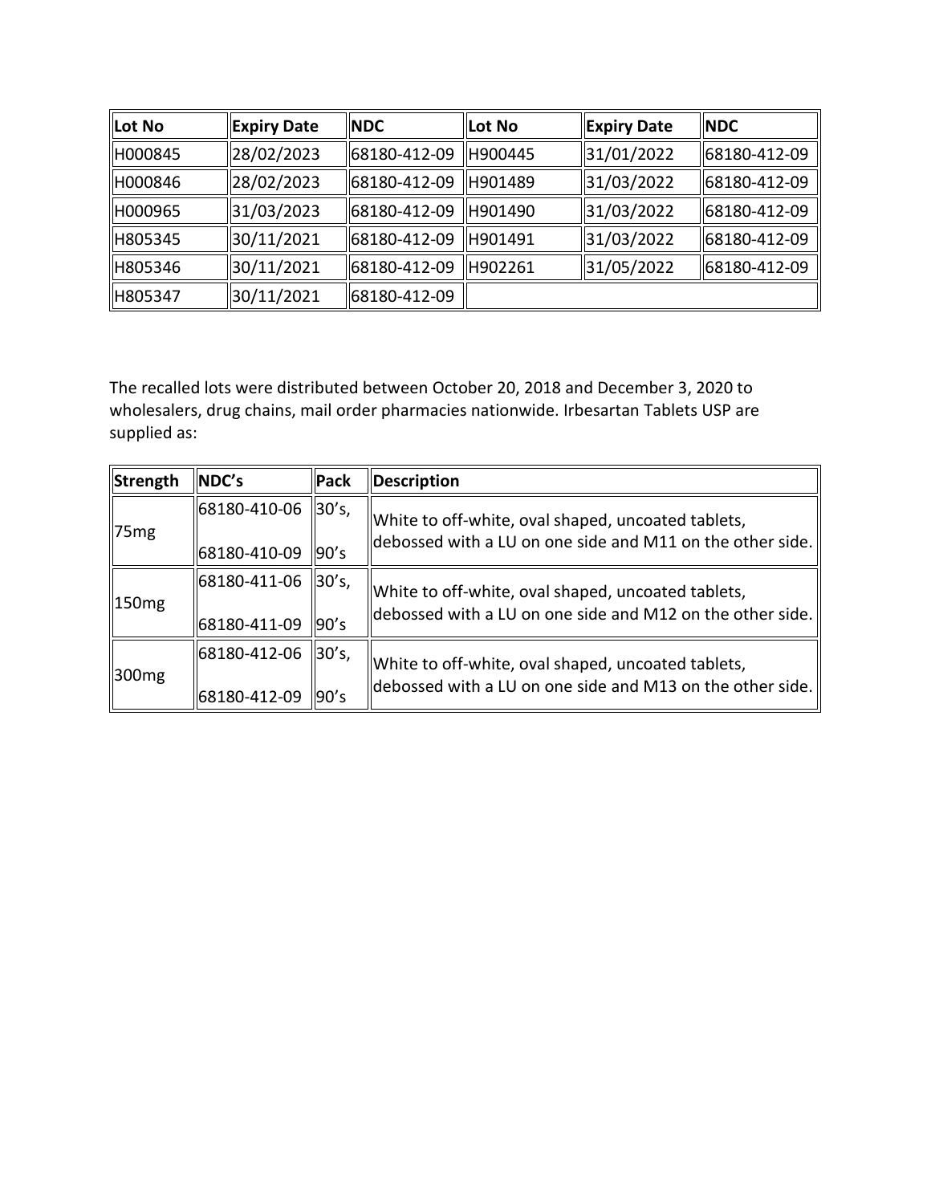| Lot No | Expiry Date | NDC | Lot No | Expiry Date | NDC |
|---|---|---|---|---|---|
| H000845 | 28/02/2023 | 68180-412-09 | H900445 | 31/01/2022 | 68180-412-09 |
| H000846 | 28/02/2023 | 68180-412-09 | H901489 | 31/03/2022 | 68180-412-09 |
| H000965 | 31/03/2023 | 68180-412-09 | H901490 | 31/03/2022 | 68180-412-09 |
| H805345 | 30/11/2021 | 68180-412-09 | H901491 | 31/03/2022 | 68180-412-09 |
| H805346 | 30/11/2021 | 68180-412-09 | H902261 | 31/05/2022 | 68180-412-09 |
| H805347 | 30/11/2021 | 68180-412-09 | | | |

The recalled lots were distributed between October 20, 2018 and December 3, 2020 to wholesalers, drug chains, mail order pharmacies nationwide. Irbesartan Tablets USP are supplied as:

| Strength | NDC's | Pack | Description |
|---|---|---|---|
| 75mg | 68180-410-06 | 30's, | White to off-white, oval shaped, uncoated tablets, debossed with a LU on one side and M11 on the other side. |
| | 68180-410-09 | 90's | |
| 150mg | 68180-411-06 | 30's, | White to off-white, oval shaped, uncoated tablets, debossed with a LU on one side and M12 on the other side. |
| | 68180-411-09 | 90's | |
| 300mg | 68180-412-06 | 30's, | White to off-white, oval shaped, uncoated tablets, debossed with a LU on one side and M13 on the other side. |
| | 68180-412-09 | 90's | |